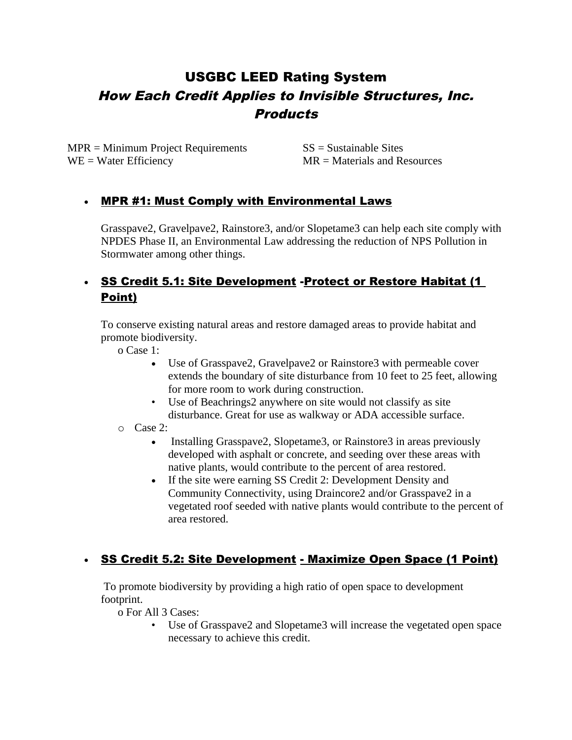# USGBC LEED Rating System

## *How Each Credit Applies to Invisible Structures, Inc. Products*

MPR = Minimum Project Requirements
WE = Water Efficiency
SS = Sustainable Sites
MR = Materials and Resources

- **MPR #1: Must Comply with Environmental Laws**

  Grasspave2, Gravelpave2, Rainstore3, and/or Slopetame3 can help each site comply with NPDES Phase II, an Environmental Law addressing the reduction of NPS Pollution in Stormwater among other things.

- **SS Credit 5.1: Site Development -Protect or Restore Habitat (1 Point)**

  To conserve existing natural areas and restore damaged areas to provide habitat and promote biodiversity.

  - Case 1:
    - Use of Grasspave2, Gravelpave2 or Rainstore3 with permeable cover extends the boundary of site disturbance from 10 feet to 25 feet, allowing for more room to work during construction.
    - Use of Beachrings2 anywhere on site would not classify as site disturbance. Great for use as walkway or ADA accessible surface.
  - Case 2:
    - Installing Grasspave2, Slopetame3, or Rainstore3 in areas previously developed with asphalt or concrete, and seeding over these areas with native plants, would contribute to the percent of area restored.
    - If the site were earning SS Credit 2: Development Density and Community Connectivity, using Draincore2 and/or Grasspave2 in a vegetated roof seeded with native plants would contribute to the percent of area restored.

- **SS Credit 5.2: Site Development - Maximize Open Space (1 Point)**

  To promote biodiversity by providing a high ratio of open space to development footprint.

  - For All 3 Cases:
    - Use of Grasspave2 and Slopetame3 will increase the vegetated open space necessary to achieve this credit.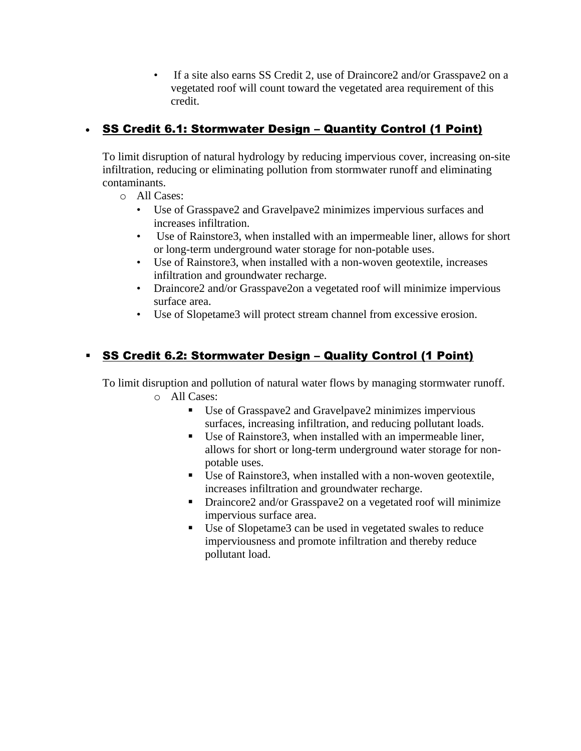- If a site also earns SS Credit 2, use of Draincore2 and/or Grasspave2 on a vegetated roof will count toward the vegetated area requirement of this credit.

- **SS Credit 6.1: Stormwater Design – Quantity Control (1 Point)**

  To limit disruption of natural hydrology by reducing impervious cover, increasing on-site infiltration, reducing or eliminating pollution from stormwater runoff and eliminating contaminants.

  - All Cases:
    - Use of Grasspave2 and Gravelpave2 minimizes impervious surfaces and increases infiltration.
    - Use of Rainstore3, when installed with an impermeable liner, allows for short or long-term underground water storage for non-potable uses.
    - Use of Rainstore3, when installed with a non-woven geotextile, increases infiltration and groundwater recharge.
    - Draincore2 and/or Grasspave2on a vegetated roof will minimize impervious surface area.
    - Use of Slopetame3 will protect stream channel from excessive erosion.

- **SS Credit 6.2: Stormwater Design – Quality Control (1 Point)**

  To limit disruption and pollution of natural water flows by managing stormwater runoff.

  - All Cases:
    - Use of Grasspave2 and Gravelpave2 minimizes impervious surfaces, increasing infiltration, and reducing pollutant loads.
    - Use of Rainstore3, when installed with an impermeable liner, allows for short or long-term underground water storage for non-potable uses.
    - Use of Rainstore3, when installed with a non-woven geotextile, increases infiltration and groundwater recharge.
    - Draincore2 and/or Grasspave2 on a vegetated roof will minimize impervious surface area.
    - Use of Slopetame3 can be used in vegetated swales to reduce imperviousness and promote infiltration and thereby reduce pollutant load.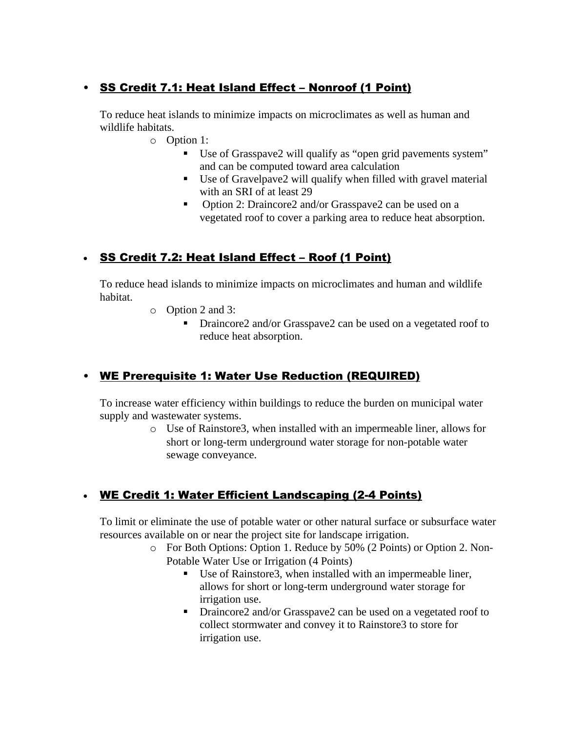- **SS Credit 7.1: Heat Island Effect – Nonroof (1 Point)**

  To reduce heat islands to minimize impacts on microclimates as well as human and wildlife habitats.

  - Option 1:
    - Use of Grasspave2 will qualify as "open grid pavements system" and can be computed toward area calculation
    - Use of Gravelpave2 will qualify when filled with gravel material with an SRI of at least 29
    - Option 2: Draincore2 and/or Grasspave2 can be used on a vegetated roof to cover a parking area to reduce heat absorption.

- **SS Credit 7.2: Heat Island Effect – Roof (1 Point)**

  To reduce head islands to minimize impacts on microclimates and human and wildlife habitat.

  - Option 2 and 3:
    - Draincore2 and/or Grasspave2 can be used on a vegetated roof to reduce heat absorption.

- **WE Prerequisite 1: Water Use Reduction (REQUIRED)**

  To increase water efficiency within buildings to reduce the burden on municipal water supply and wastewater systems.

  - Use of Rainstore3, when installed with an impermeable liner, allows for short or long-term underground water storage for non-potable water sewage conveyance.

- **WE Credit 1: Water Efficient Landscaping (2-4 Points)**

  To limit or eliminate the use of potable water or other natural surface or subsurface water resources available on or near the project site for landscape irrigation.

  - For Both Options: Option 1. Reduce by 50% (2 Points) or Option 2. Non-Potable Water Use or Irrigation (4 Points)
    - Use of Rainstore3, when installed with an impermeable liner, allows for short or long-term underground water storage for irrigation use.
    - Draincore2 and/or Grasspave2 can be used on a vegetated roof to collect stormwater and convey it to Rainstore3 to store for irrigation use.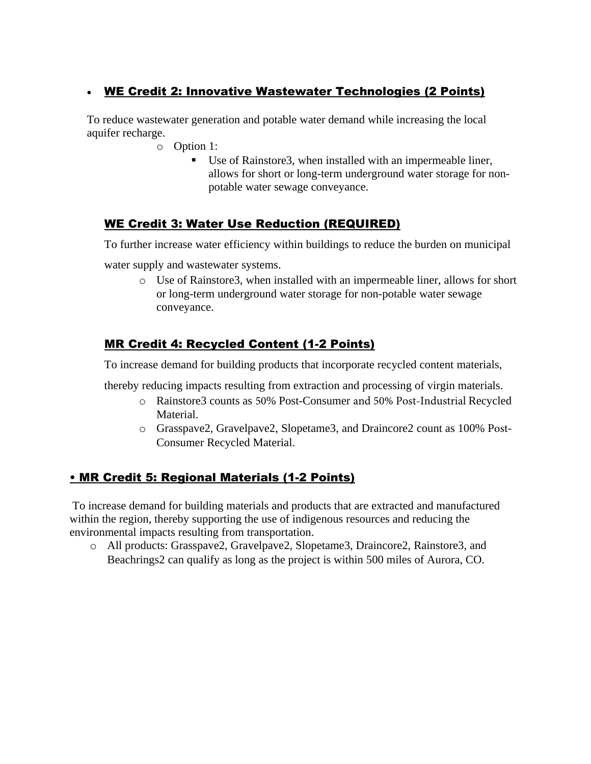- **WE Credit 2: Innovative Wastewater Technologies (2 Points)**

To reduce wastewater generation and potable water demand while increasing the local aquifer recharge.

- Option 1:
  - Use of Rainstore3, when installed with an impermeable liner, allows for short or long-term underground water storage for non-potable water sewage conveyance.

**WE Credit 3: Water Use Reduction (REQUIRED)**

To further increase water efficiency within buildings to reduce the burden on municipal water supply and wastewater systems.

- Use of Rainstore3, when installed with an impermeable liner, allows for short or long-term underground water storage for non-potable water sewage conveyance.

**MR Credit 4: Recycled Content (1-2 Points)**

To increase demand for building products that incorporate recycled content materials, thereby reducing impacts resulting from extraction and processing of virgin materials.

- Rainstore3 counts as 50% Post-Consumer and 50% Post-Industrial Recycled Material.
- Grasspave2, Gravelpave2, Slopetame3, and Draincore2 count as 100% Post-Consumer Recycled Material.

**• MR Credit 5: Regional Materials (1-2 Points)**

To increase demand for building materials and products that are extracted and manufactured within the region, thereby supporting the use of indigenous resources and reducing the environmental impacts resulting from transportation.

- All products: Grasspave2, Gravelpave2, Slopetame3, Draincore2, Rainstore3, and Beachrings2 can qualify as long as the project is within 500 miles of Aurora, CO.